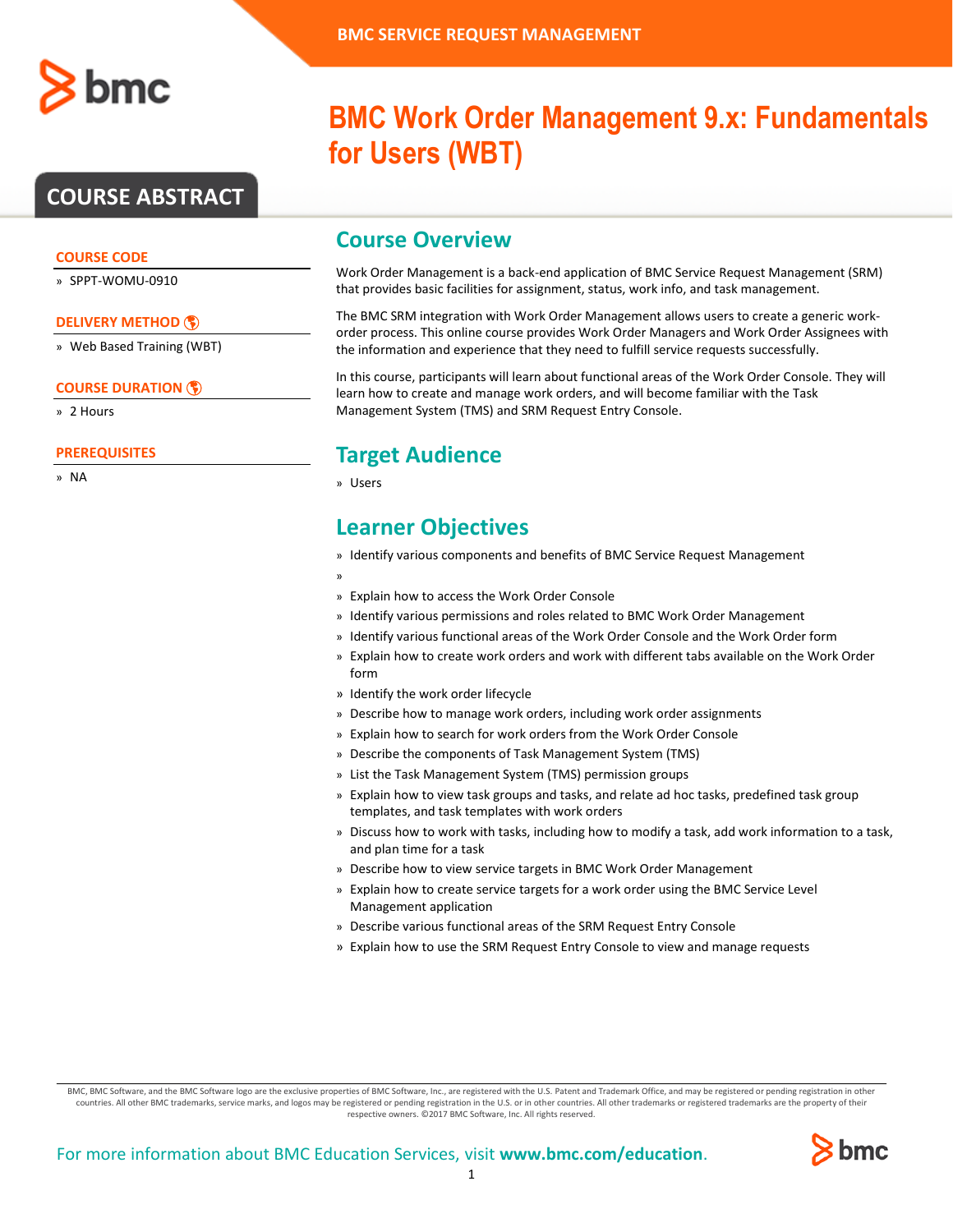BMC SERVICE REQUEST MANAGEMENT

# BMC Work Order Management 9.x: Fundamentals for Users (WBT)

## COURSE ABSTRACT

### COURSE CODE

» SPPT-WOMU-0910

### DELIVERY METHOD

» Web Based Training (WBT)

### COURSE DURATION

» 2 Hours

### PREREQUISITES

» NA

## Course Overview

Work Order Management is a back-end application of BMC Service Request Management (SRM) that provides basic facilities for assignment, status, work info, and task management.

The BMC SRM integration with Work Order Management allows users to create a generic work-order process. This online course provides Work Order Managers and Work Order Assignees with the information and experience that they need to fulfill service requests successfully.

In this course, participants will learn about functional areas of the Work Order Console. They will learn how to create and manage work orders, and will become familiar with the Task Management System (TMS) and SRM Request Entry Console.

## Target Audience

» Users

## Learner Objectives

» Identify various components and benefits of BMC Service Request Management

»

» Explain how to access the Work Order Console

» Identify various permissions and roles related to BMC Work Order Management

» Identify various functional areas of the Work Order Console and the Work Order form

» Explain how to create work orders and work with different tabs available on the Work Order form

» Identify the work order lifecycle

» Describe how to manage work orders, including work order assignments

» Explain how to search for work orders from the Work Order Console

» Describe the components of Task Management System (TMS)

» List the Task Management System (TMS) permission groups

» Explain how to view task groups and tasks, and relate ad hoc tasks, predefined task group templates, and task templates with work orders

» Discuss how to work with tasks, including how to modify a task, add work information to a task, and plan time for a task

» Describe how to view service targets in BMC Work Order Management

» Explain how to create service targets for a work order using the BMC Service Level Management application

» Describe various functional areas of the SRM Request Entry Console

» Explain how to use the SRM Request Entry Console to view and manage requests

BMC, BMC Software, and the BMC Software logo are the exclusive properties of BMC Software, Inc., are registered with the U.S. Patent and Trademark Office, and may be registered or pending registration in other countries. All other BMC trademarks, service marks, and logos may be registered or pending registration in the U.S. or in other countries. All other trademarks or registered trademarks are the property of their respective owners. ©2017 BMC Software, Inc. All rights reserved.

For more information about BMC Education Services, visit **www.bmc.com/education**.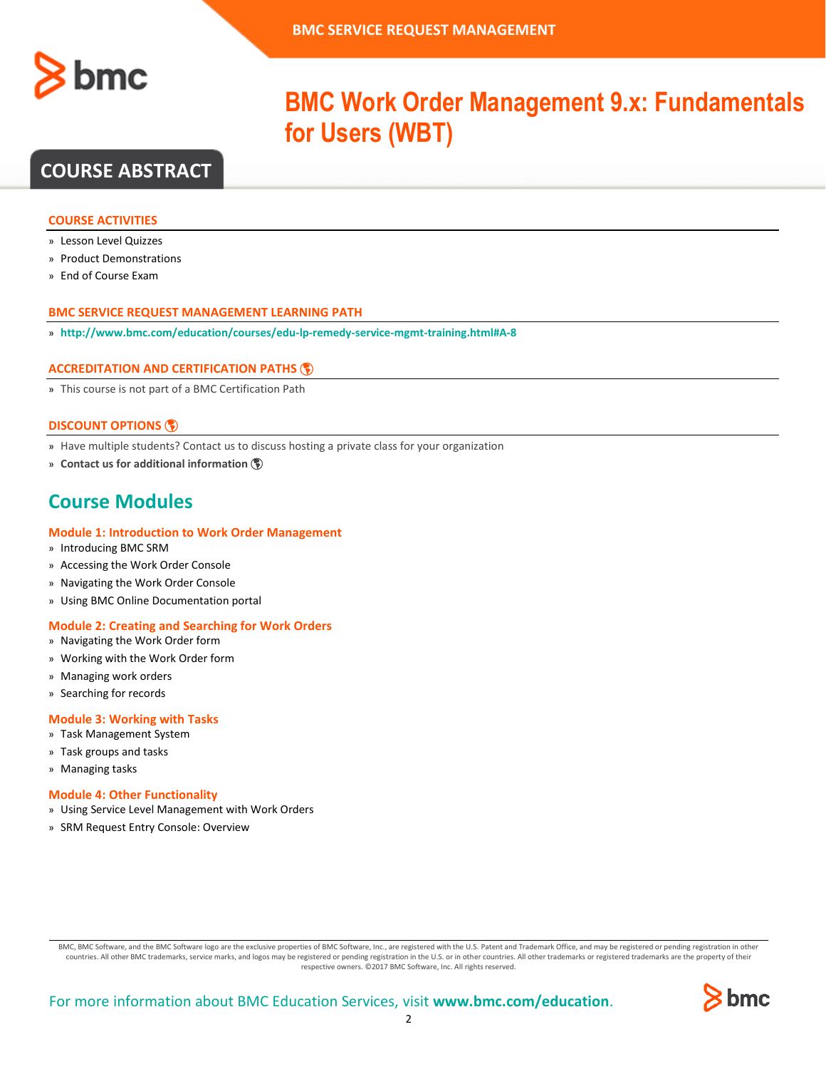# BMC Work Order Management 9.x: Fundamentals for Users (WBT)

## COURSE ABSTRACT

### COURSE ACTIVITIES

- Lesson Level Quizzes
- Product Demonstrations
- End of Course Exam

### BMC SERVICE REQUEST MANAGEMENT LEARNING PATH

- **http://www.bmc.com/education/courses/edu-lp-remedy-service-mgmt-training.html#A-8**

### ACCREDITATION AND CERTIFICATION PATHS

- This course is not part of a BMC Certification Path

### DISCOUNT OPTIONS

- Have multiple students? Contact us to discuss hosting a private class for your organization
- **Contact us for additional information**

## Course Modules

### Module 1: Introduction to Work Order Management

- Introducing BMC SRM
- Accessing the Work Order Console
- Navigating the Work Order Console
- Using BMC Online Documentation portal

### Module 2: Creating and Searching for Work Orders

- Navigating the Work Order form
- Working with the Work Order form
- Managing work orders
- Searching for records

### Module 3: Working with Tasks

- Task Management System
- Task groups and tasks
- Managing tasks

### Module 4: Other Functionality

- Using Service Level Management with Work Orders
- SRM Request Entry Console: Overview

BMC, BMC Software, and the BMC Software logo are the exclusive properties of BMC Software, Inc., are registered with the U.S. Patent and Trademark Office, and may be registered or pending registration in other countries. All other BMC trademarks, service marks, and logos may be registered or pending registration in the U.S. or in other countries. All other trademarks or registered trademarks are the property of their respective owners. ©2017 BMC Software, Inc. All rights reserved.

For more information about BMC Education Services, visit **www.bmc.com/education**.